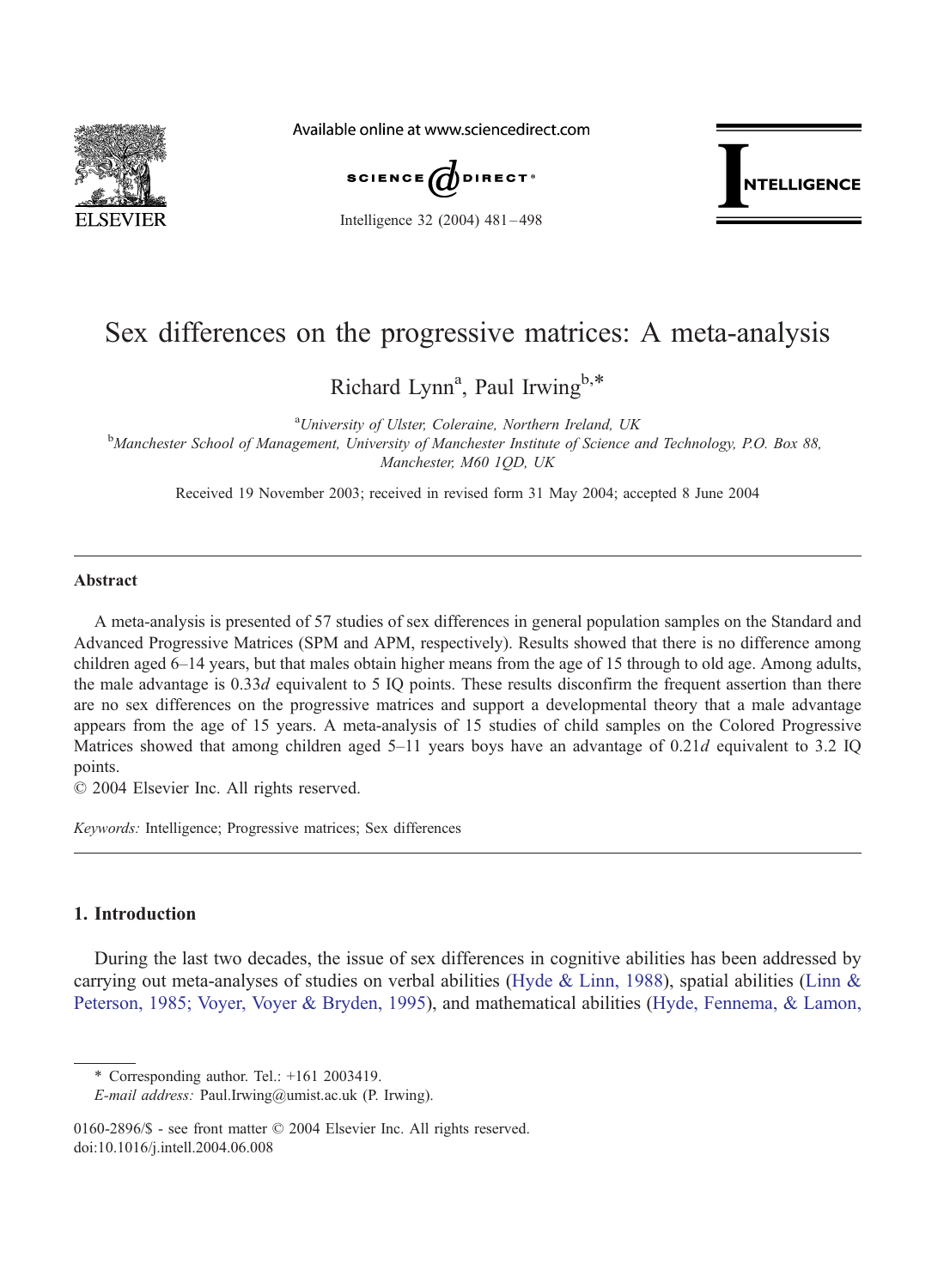# Sex differences on the progressive matrices: A meta-analysis

Richard Lynn[a], Paul Irwing[b,*]

[a]University of Ulster, Coleraine, Northern Ireland, UK

[b]Manchester School of Management, University of Manchester Institute of Science and Technology, P.O. Box 88, Manchester, M60 1QD, UK

Received 19 November 2003; received in revised form 31 May 2004; accepted 8 June 2004

---

## Abstract

A meta-analysis is presented of 57 studies of sex differences in general population samples on the Standard and Advanced Progressive Matrices (SPM and APM, respectively). Results showed that there is no difference among children aged 6–14 years, but that males obtain higher means from the age of 15 through to old age. Among adults, the male advantage is 0.33*d* equivalent to 5 IQ points. These results disconfirm the frequent assertion than there are no sex differences on the progressive matrices and support a developmental theory that a male advantage appears from the age of 15 years. A meta-analysis of 15 studies of child samples on the Colored Progressive Matrices showed that among children aged 5–11 years boys have an advantage of 0.21*d* equivalent to 3.2 IQ points.

© 2004 Elsevier Inc. All rights reserved.

*Keywords:* Intelligence; Progressive matrices; Sex differences

---

## 1. Introduction

During the last two decades, the issue of sex differences in cognitive abilities has been addressed by carrying out meta-analyses of studies on verbal abilities (Hyde & Linn, 1988), spatial abilities (Linn & Peterson, 1985; Voyer, Voyer & Bryden, 1995), and mathematical abilities (Hyde, Fennema, & Lamon,

---

\* Corresponding author. Tel.: +161 2003419.

*E-mail address:* Paul.Irwing@umist.ac.uk (P. Irwing).

0160-2896/$ - see front matter © 2004 Elsevier Inc. All rights reserved.
doi:10.1016/j.intell.2004.06.008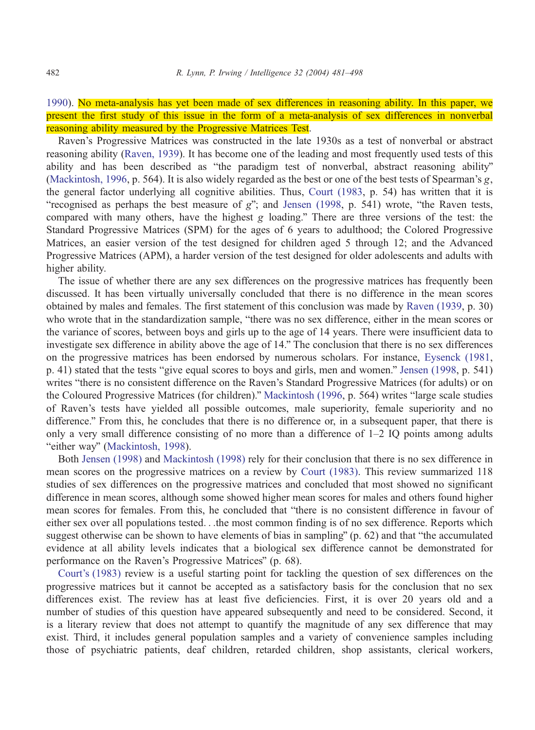1990). No meta-analysis has yet been made of sex differences in reasoning ability. In this paper, we present the first study of this issue in the form of a meta-analysis of sex differences in nonverbal reasoning ability measured by the Progressive Matrices Test.

Raven's Progressive Matrices was constructed in the late 1930s as a test of nonverbal or abstract reasoning ability (Raven, 1939). It has become one of the leading and most frequently used tests of this ability and has been described as "the paradigm test of nonverbal, abstract reasoning ability" (Mackintosh, 1996, p. 564). It is also widely regarded as the best or one of the best tests of Spearman's *g*, the general factor underlying all cognitive abilities. Thus, Court (1983, p. 54) has written that it is "recognised as perhaps the best measure of *g*"; and Jensen (1998, p. 541) wrote, "the Raven tests, compared with many others, have the highest *g* loading." There are three versions of the test: the Standard Progressive Matrices (SPM) for the ages of 6 years to adulthood; the Colored Progressive Matrices, an easier version of the test designed for children aged 5 through 12; and the Advanced Progressive Matrices (APM), a harder version of the test designed for older adolescents and adults with higher ability.

The issue of whether there are any sex differences on the progressive matrices has frequently been discussed. It has been virtually universally concluded that there is no difference in the mean scores obtained by males and females. The first statement of this conclusion was made by Raven (1939, p. 30) who wrote that in the standardization sample, "there was no sex difference, either in the mean scores or the variance of scores, between boys and girls up to the age of 14 years. There were insufficient data to investigate sex difference in ability above the age of 14." The conclusion that there is no sex differences on the progressive matrices has been endorsed by numerous scholars. For instance, Eysenck (1981, p. 41) stated that the tests "give equal scores to boys and girls, men and women." Jensen (1998, p. 541) writes "there is no consistent difference on the Raven's Standard Progressive Matrices (for adults) or on the Coloured Progressive Matrices (for children)." Mackintosh (1996, p. 564) writes "large scale studies of Raven's tests have yielded all possible outcomes, male superiority, female superiority and no difference." From this, he concludes that there is no difference or, in a subsequent paper, that there is only a very small difference consisting of no more than a difference of 1–2 IQ points among adults "either way" (Mackintosh, 1998).

Both Jensen (1998) and Mackintosh (1998) rely for their conclusion that there is no sex difference in mean scores on the progressive matrices on a review by Court (1983). This review summarized 118 studies of sex differences on the progressive matrices and concluded that most showed no significant difference in mean scores, although some showed higher mean scores for males and others found higher mean scores for females. From this, he concluded that "there is no consistent difference in favour of either sex over all populations tested. . .the most common finding is of no sex difference. Reports which suggest otherwise can be shown to have elements of bias in sampling" (p. 62) and that "the accumulated evidence at all ability levels indicates that a biological sex difference cannot be demonstrated for performance on the Raven's Progressive Matrices" (p. 68).

Court's (1983) review is a useful starting point for tackling the question of sex differences on the progressive matrices but it cannot be accepted as a satisfactory basis for the conclusion that no sex differences exist. The review has at least five deficiencies. First, it is over 20 years old and a number of studies of this question have appeared subsequently and need to be considered. Second, it is a literary review that does not attempt to quantify the magnitude of any sex difference that may exist. Third, it includes general population samples and a variety of convenience samples including those of psychiatric patients, deaf children, retarded children, shop assistants, clerical workers,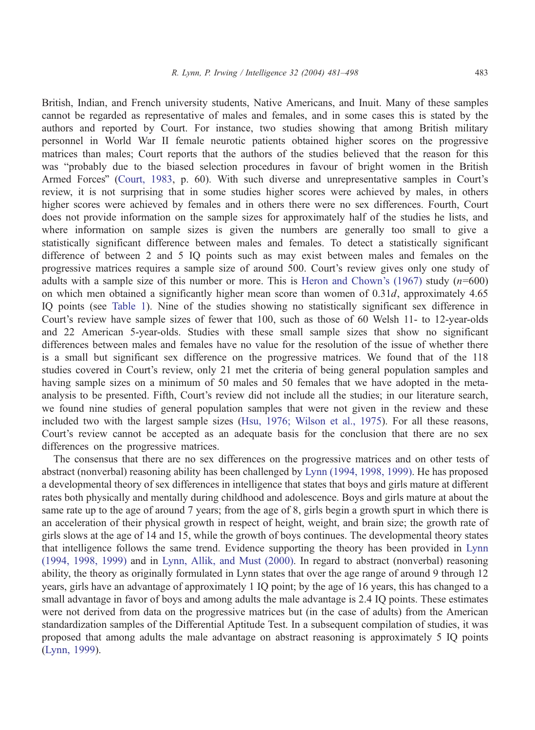British, Indian, and French university students, Native Americans, and Inuit. Many of these samples cannot be regarded as representative of males and females, and in some cases this is stated by the authors and reported by Court. For instance, two studies showing that among British military personnel in World War II female neurotic patients obtained higher scores on the progressive matrices than males; Court reports that the authors of the studies believed that the reason for this was "probably due to the biased selection procedures in favour of bright women in the British Armed Forces" (Court, 1983, p. 60). With such diverse and unrepresentative samples in Court's review, it is not surprising that in some studies higher scores were achieved by males, in others higher scores were achieved by females and in others there were no sex differences. Fourth, Court does not provide information on the sample sizes for approximately half of the studies he lists, and where information on sample sizes is given the numbers are generally too small to give a statistically significant difference between males and females. To detect a statistically significant difference of between 2 and 5 IQ points such as may exist between males and females on the progressive matrices requires a sample size of around 500. Court's review gives only one study of adults with a sample size of this number or more. This is Heron and Chown's (1967) study ($n$=600) on which men obtained a significantly higher mean score than women of 0.31$d$, approximately 4.65 IQ points (see Table 1). Nine of the studies showing no statistically significant sex difference in Court's review have sample sizes of fewer that 100, such as those of 60 Welsh 11- to 12-year-olds and 22 American 5-year-olds. Studies with these small sample sizes that show no significant differences between males and females have no value for the resolution of the issue of whether there is a small but significant sex difference on the progressive matrices. We found that of the 118 studies covered in Court's review, only 21 met the criteria of being general population samples and having sample sizes on a minimum of 50 males and 50 females that we have adopted in the meta-analysis to be presented. Fifth, Court's review did not include all the studies; in our literature search, we found nine studies of general population samples that were not given in the review and these included two with the largest sample sizes (Hsu, 1976; Wilson et al., 1975). For all these reasons, Court's review cannot be accepted as an adequate basis for the conclusion that there are no sex differences on the progressive matrices.

The consensus that there are no sex differences on the progressive matrices and on other tests of abstract (nonverbal) reasoning ability has been challenged by Lynn (1994, 1998, 1999). He has proposed a developmental theory of sex differences in intelligence that states that boys and girls mature at different rates both physically and mentally during childhood and adolescence. Boys and girls mature at about the same rate up to the age of around 7 years; from the age of 8, girls begin a growth spurt in which there is an acceleration of their physical growth in respect of height, weight, and brain size; the growth rate of girls slows at the age of 14 and 15, while the growth of boys continues. The developmental theory states that intelligence follows the same trend. Evidence supporting the theory has been provided in Lynn (1994, 1998, 1999) and in Lynn, Allik, and Must (2000). In regard to abstract (nonverbal) reasoning ability, the theory as originally formulated in Lynn states that over the age range of around 9 through 12 years, girls have an advantage of approximately 1 IQ point; by the age of 16 years, this has changed to a small advantage in favor of boys and among adults the male advantage is 2.4 IQ points. These estimates were not derived from data on the progressive matrices but (in the case of adults) from the American standardization samples of the Differential Aptitude Test. In a subsequent compilation of studies, it was proposed that among adults the male advantage on abstract reasoning is approximately 5 IQ points (Lynn, 1999).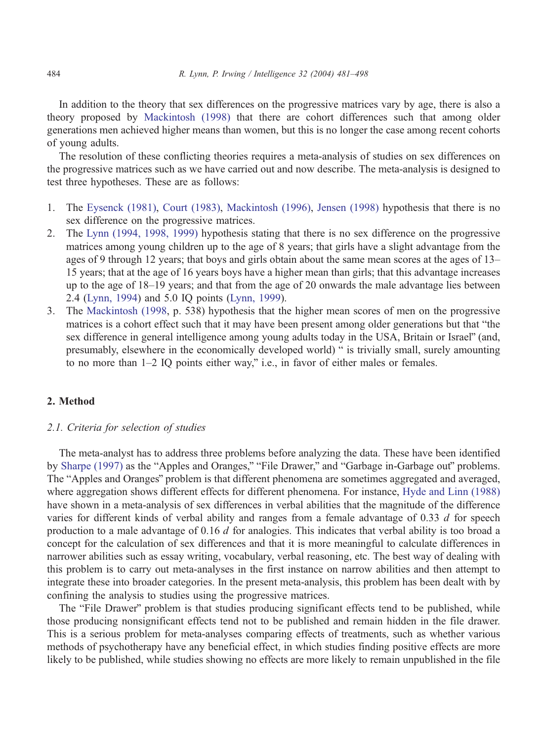In addition to the theory that sex differences on the progressive matrices vary by age, there is also a theory proposed by Mackintosh (1998) that there are cohort differences such that among older generations men achieved higher means than women, but this is no longer the case among recent cohorts of young adults.

The resolution of these conflicting theories requires a meta-analysis of studies on sex differences on the progressive matrices such as we have carried out and now describe. The meta-analysis is designed to test three hypotheses. These are as follows:

1. The Eysenck (1981), Court (1983), Mackintosh (1996), Jensen (1998) hypothesis that there is no sex difference on the progressive matrices.
2. The Lynn (1994, 1998, 1999) hypothesis stating that there is no sex difference on the progressive matrices among young children up to the age of 8 years; that girls have a slight advantage from the ages of 9 through 12 years; that boys and girls obtain about the same mean scores at the ages of 13–15 years; that at the age of 16 years boys have a higher mean than girls; that this advantage increases up to the age of 18–19 years; and that from the age of 20 onwards the male advantage lies between 2.4 (Lynn, 1994) and 5.0 IQ points (Lynn, 1999).
3. The Mackintosh (1998, p. 538) hypothesis that the higher mean scores of men on the progressive matrices is a cohort effect such that it may have been present among older generations but that "the sex difference in general intelligence among young adults today in the USA, Britain or Israel" (and, presumably, elsewhere in the economically developed world) " is trivially small, surely amounting to no more than 1–2 IQ points either way," i.e., in favor of either males or females.

## 2. Method

### *2.1. Criteria for selection of studies*

The meta-analyst has to address three problems before analyzing the data. These have been identified by Sharpe (1997) as the "Apples and Oranges," "File Drawer," and "Garbage in-Garbage out" problems. The "Apples and Oranges" problem is that different phenomena are sometimes aggregated and averaged, where aggregation shows different effects for different phenomena. For instance, Hyde and Linn (1988) have shown in a meta-analysis of sex differences in verbal abilities that the magnitude of the difference varies for different kinds of verbal ability and ranges from a female advantage of 0.33 $d$ for speech production to a male advantage of 0.16 $d$ for analogies. This indicates that verbal ability is too broad a concept for the calculation of sex differences and that it is more meaningful to calculate differences in narrower abilities such as essay writing, vocabulary, verbal reasoning, etc. The best way of dealing with this problem is to carry out meta-analyses in the first instance on narrow abilities and then attempt to integrate these into broader categories. In the present meta-analysis, this problem has been dealt with by confining the analysis to studies using the progressive matrices.

The "File Drawer" problem is that studies producing significant effects tend to be published, while those producing nonsignificant effects tend not to be published and remain hidden in the file drawer. This is a serious problem for meta-analyses comparing effects of treatments, such as whether various methods of psychotherapy have any beneficial effect, in which studies finding positive effects are more likely to be published, while studies showing no effects are more likely to remain unpublished in the file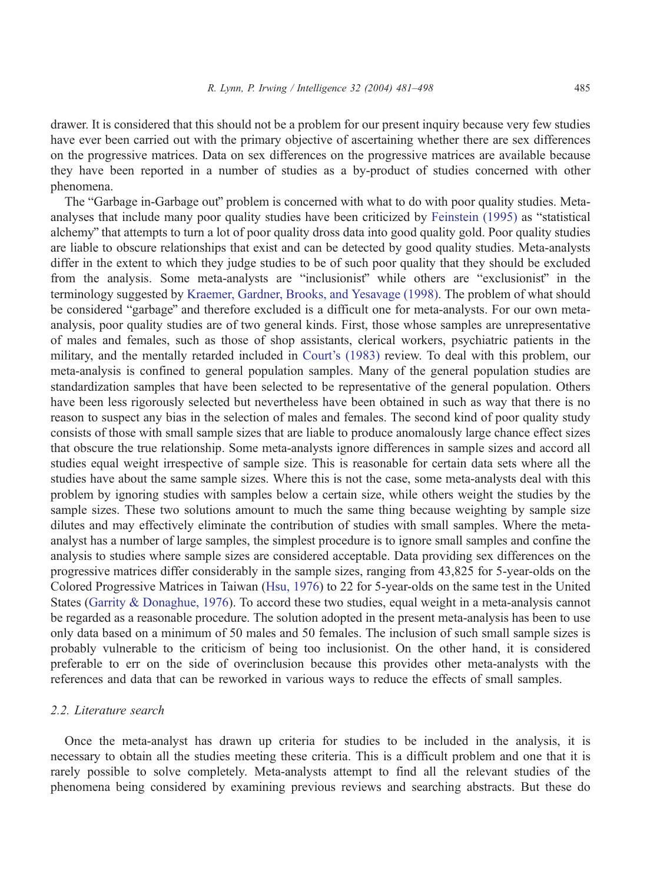drawer. It is considered that this should not be a problem for our present inquiry because very few studies have ever been carried out with the primary objective of ascertaining whether there are sex differences on the progressive matrices. Data on sex differences on the progressive matrices are available because they have been reported in a number of studies as a by-product of studies concerned with other phenomena.

The "Garbage in-Garbage out" problem is concerned with what to do with poor quality studies. Meta-analyses that include many poor quality studies have been criticized by Feinstein (1995) as "statistical alchemy" that attempts to turn a lot of poor quality dross data into good quality gold. Poor quality studies are liable to obscure relationships that exist and can be detected by good quality studies. Meta-analysts differ in the extent to which they judge studies to be of such poor quality that they should be excluded from the analysis. Some meta-analysts are "inclusionist" while others are "exclusionist" in the terminology suggested by Kraemer, Gardner, Brooks, and Yesavage (1998). The problem of what should be considered "garbage" and therefore excluded is a difficult one for meta-analysts. For our own meta-analysis, poor quality studies are of two general kinds. First, those whose samples are unrepresentative of males and females, such as those of shop assistants, clerical workers, psychiatric patients in the military, and the mentally retarded included in Court's (1983) review. To deal with this problem, our meta-analysis is confined to general population samples. Many of the general population studies are standardization samples that have been selected to be representative of the general population. Others have been less rigorously selected but nevertheless have been obtained in such as way that there is no reason to suspect any bias in the selection of males and females. The second kind of poor quality study consists of those with small sample sizes that are liable to produce anomalously large chance effect sizes that obscure the true relationship. Some meta-analysts ignore differences in sample sizes and accord all studies equal weight irrespective of sample size. This is reasonable for certain data sets where all the studies have about the same sample sizes. Where this is not the case, some meta-analysts deal with this problem by ignoring studies with samples below a certain size, while others weight the studies by the sample sizes. These two solutions amount to much the same thing because weighting by sample size dilutes and may effectively eliminate the contribution of studies with small samples. Where the meta-analyst has a number of large samples, the simplest procedure is to ignore small samples and confine the analysis to studies where sample sizes are considered acceptable. Data providing sex differences on the progressive matrices differ considerably in the sample sizes, ranging from 43,825 for 5-year-olds on the Colored Progressive Matrices in Taiwan (Hsu, 1976) to 22 for 5-year-olds on the same test in the United States (Garrity & Donaghue, 1976). To accord these two studies, equal weight in a meta-analysis cannot be regarded as a reasonable procedure. The solution adopted in the present meta-analysis has been to use only data based on a minimum of 50 males and 50 females. The inclusion of such small sample sizes is probably vulnerable to the criticism of being too inclusionist. On the other hand, it is considered preferable to err on the side of overinclusion because this provides other meta-analysts with the references and data that can be reworked in various ways to reduce the effects of small samples.

### *2.2. Literature search*

Once the meta-analyst has drawn up criteria for studies to be included in the analysis, it is necessary to obtain all the studies meeting these criteria. This is a difficult problem and one that it is rarely possible to solve completely. Meta-analysts attempt to find all the relevant studies of the phenomena being considered by examining previous reviews and searching abstracts. But these do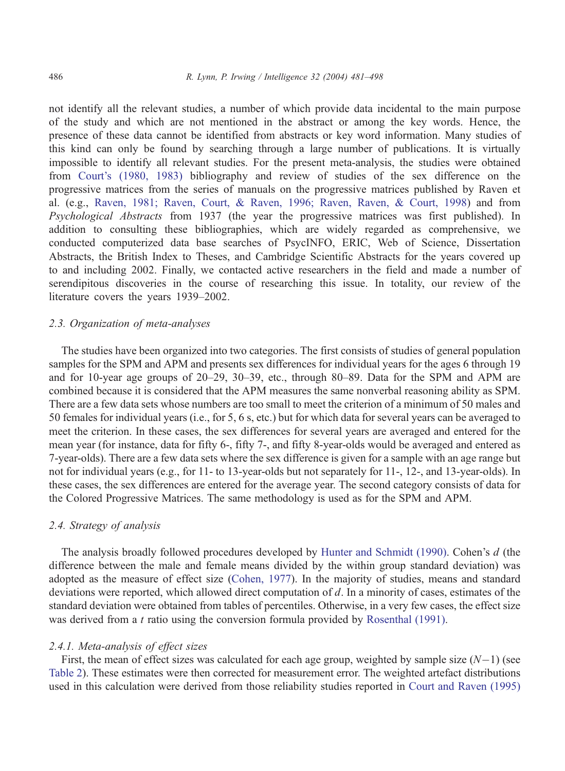not identify all the relevant studies, a number of which provide data incidental to the main purpose of the study and which are not mentioned in the abstract or among the key words. Hence, the presence of these data cannot be identified from abstracts or key word information. Many studies of this kind can only be found by searching through a large number of publications. It is virtually impossible to identify all relevant studies. For the present meta-analysis, the studies were obtained from Court's (1980, 1983) bibliography and review of studies of the sex difference on the progressive matrices from the series of manuals on the progressive matrices published by Raven et al. (e.g., Raven, 1981; Raven, Court, & Raven, 1996; Raven, Raven, & Court, 1998) and from *Psychological Abstracts* from 1937 (the year the progressive matrices was first published). In addition to consulting these bibliographies, which are widely regarded as comprehensive, we conducted computerized data base searches of PsycINFO, ERIC, Web of Science, Dissertation Abstracts, the British Index to Theses, and Cambridge Scientific Abstracts for the years covered up to and including 2002. Finally, we contacted active researchers in the field and made a number of serendipitous discoveries in the course of researching this issue. In totality, our review of the literature covers the years 1939–2002.

### 2.3. Organization of meta-analyses

The studies have been organized into two categories. The first consists of studies of general population samples for the SPM and APM and presents sex differences for individual years for the ages 6 through 19 and for 10-year age groups of 20–29, 30–39, etc., through 80–89. Data for the SPM and APM are combined because it is considered that the APM measures the same nonverbal reasoning ability as SPM. There are a few data sets whose numbers are too small to meet the criterion of a minimum of 50 males and 50 females for individual years (i.e., for 5, 6 s, etc.) but for which data for several years can be averaged to meet the criterion. In these cases, the sex differences for several years are averaged and entered for the mean year (for instance, data for fifty 6-, fifty 7-, and fifty 8-year-olds would be averaged and entered as 7-year-olds). There are a few data sets where the sex difference is given for a sample with an age range but not for individual years (e.g., for 11- to 13-year-olds but not separately for 11-, 12-, and 13-year-olds). In these cases, the sex differences are entered for the average year. The second category consists of data for the Colored Progressive Matrices. The same methodology is used as for the SPM and APM.

### 2.4. Strategy of analysis

The analysis broadly followed procedures developed by Hunter and Schmidt (1990). Cohen's $d$ (the difference between the male and female means divided by the within group standard deviation) was adopted as the measure of effect size (Cohen, 1977). In the majority of studies, means and standard deviations were reported, which allowed direct computation of $d$. In a minority of cases, estimates of the standard deviation were obtained from tables of percentiles. Otherwise, in a very few cases, the effect size was derived from a $t$ ratio using the conversion formula provided by Rosenthal (1991).

#### 2.4.1. Meta-analysis of effect sizes

First, the mean of effect sizes was calculated for each age group, weighted by sample size ($N-1$) (see Table 2). These estimates were then corrected for measurement error. The weighted artefact distributions used in this calculation were derived from those reliability studies reported in Court and Raven (1995)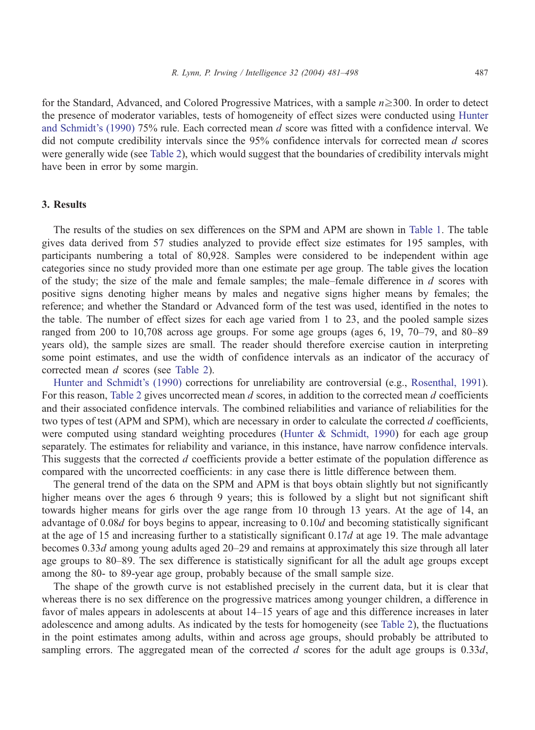for the Standard, Advanced, and Colored Progressive Matrices, with a sample $n \geq 300$. In order to detect the presence of moderator variables, tests of homogeneity of effect sizes were conducted using Hunter and Schmidt's (1990) 75% rule. Each corrected mean $d$ score was fitted with a confidence interval. We did not compute credibility intervals since the 95% confidence intervals for corrected mean $d$ scores were generally wide (see Table 2), which would suggest that the boundaries of credibility intervals might have been in error by some margin.

## 3. Results

The results of the studies on sex differences on the SPM and APM are shown in Table 1. The table gives data derived from 57 studies analyzed to provide effect size estimates for 195 samples, with participants numbering a total of 80,928. Samples were considered to be independent within age categories since no study provided more than one estimate per age group. The table gives the location of the study; the size of the male and female samples; the male–female difference in $d$ scores with positive signs denoting higher means by males and negative signs higher means by females; the reference; and whether the Standard or Advanced form of the test was used, identified in the notes to the table. The number of effect sizes for each age varied from 1 to 23, and the pooled sample sizes ranged from 200 to 10,708 across age groups. For some age groups (ages 6, 19, 70–79, and 80–89 years old), the sample sizes are small. The reader should therefore exercise caution in interpreting some point estimates, and use the width of confidence intervals as an indicator of the accuracy of corrected mean $d$ scores (see Table 2).

Hunter and Schmidt's (1990) corrections for unreliability are controversial (e.g., Rosenthal, 1991). For this reason, Table 2 gives uncorrected mean $d$ scores, in addition to the corrected mean $d$ coefficients and their associated confidence intervals. The combined reliabilities and variance of reliabilities for the two types of test (APM and SPM), which are necessary in order to calculate the corrected $d$ coefficients, were computed using standard weighting procedures (Hunter & Schmidt, 1990) for each age group separately. The estimates for reliability and variance, in this instance, have narrow confidence intervals. This suggests that the corrected $d$ coefficients provide a better estimate of the population difference as compared with the uncorrected coefficients: in any case there is little difference between them.

The general trend of the data on the SPM and APM is that boys obtain slightly but not significantly higher means over the ages 6 through 9 years; this is followed by a slight but not significant shift towards higher means for girls over the age range from 10 through 13 years. At the age of 14, an advantage of 0.08$d$ for boys begins to appear, increasing to 0.10$d$ and becoming statistically significant at the age of 15 and increasing further to a statistically significant 0.17$d$ at age 19. The male advantage becomes 0.33$d$ among young adults aged 20–29 and remains at approximately this size through all later age groups to 80–89. The sex difference is statistically significant for all the adult age groups except among the 80- to 89-year age group, probably because of the small sample size.

The shape of the growth curve is not established precisely in the current data, but it is clear that whereas there is no sex difference on the progressive matrices among younger children, a difference in favor of males appears in adolescents at about 14–15 years of age and this difference increases in later adolescence and among adults. As indicated by the tests for homogeneity (see Table 2), the fluctuations in the point estimates among adults, within and across age groups, should probably be attributed to sampling errors. The aggregated mean of the corrected $d$ scores for the adult age groups is 0.33$d$,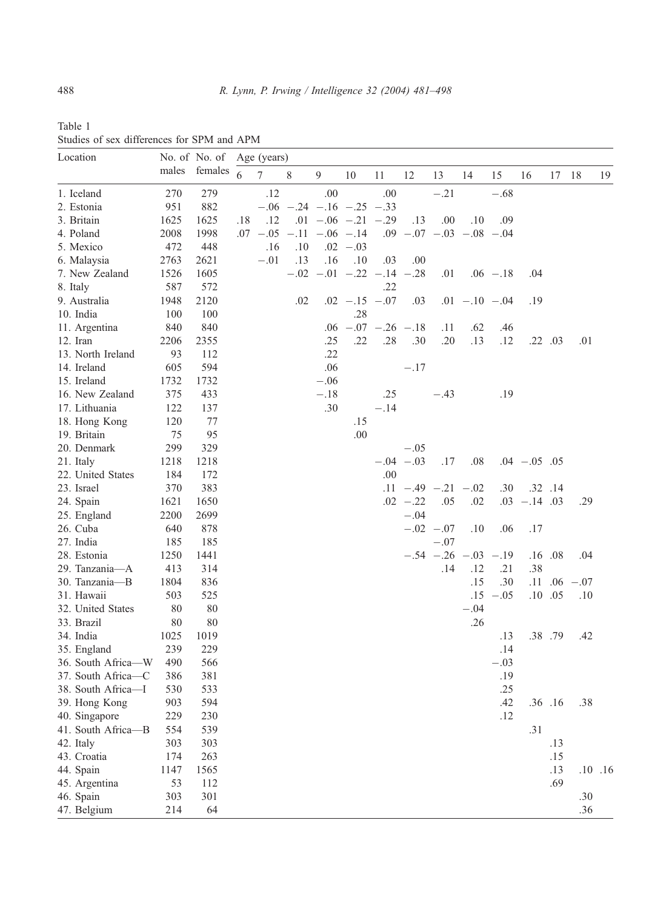Table 1
Studies of sex differences for SPM and APM

| Location | No. of males | No. of females | Age (years) | | | | | | | | | | | | | |
|---|---|---|---|---|---|---|---|---|---|---|---|---|---|---|---|---|
| | | | 6 | 7 | 8 | 9 | 10 | 11 | 12 | 13 | 14 | 15 | 16 | 17 | 18 | 19 |
| 1. Iceland | 270 | 279 | | .12 | | .00 | | .00 | | −.21 | | −.68 | | | | |
| 2. Estonia | 951 | 882 | | −.06 | −.24 | −.16 | −.25 | −.33 | | | | | | | | |
| 3. Britain | 1625 | 1625 | .18 | .12 | .01 | −.06 | −.21 | −.29 | .13 | .00 | .10 | .09 | | | | |
| 4. Poland | 2008 | 1998 | .07 | −.05 | −.11 | −.06 | −.14 | .09 | −.07 | −.03 | −.08 | −.04 | | | | |
| 5. Mexico | 472 | 448 | | .16 | .10 | .02 | −.03 | | | | | | | | | |
| 6. Malaysia | 2763 | 2621 | | −.01 | .13 | .16 | .10 | .03 | .00 | | | | | | | |
| 7. New Zealand | 1526 | 1605 | | | −.02 | −.01 | −.22 | −.14 | −.28 | .01 | .06 | −.18 | .04 | | | |
| 8. Italy | 587 | 572 | | | | | | .22 | | | | | | | | |
| 9. Australia | 1948 | 2120 | | | .02 | .02 | −.15 | −.07 | .03 | .01 | −.10 | −.04 | .19 | | | |
| 10. India | 100 | 100 | | | | | .28 | | | | | | | | | |
| 11. Argentina | 840 | 840 | | | | .06 | −.07 | −.26 | −.18 | .11 | .62 | .46 | | | | |
| 12. Iran | 2206 | 2355 | | | | .25 | .22 | .28 | .30 | .20 | .13 | .12 | .22 | .03 | .01 | |
| 13. North Ireland | 93 | 112 | | | | .22 | | | | | | | | | | |
| 14. Ireland | 605 | 594 | | | | .06 | | | −.17 | | | | | | | |
| 15. Ireland | 1732 | 1732 | | | | −.06 | | | | | | | | | | |
| 16. New Zealand | 375 | 433 | | | | −.18 | | .25 | | −.43 | | .19 | | | | |
| 17. Lithuania | 122 | 137 | | | | .30 | | −.14 | | | | | | | | |
| 18. Hong Kong | 120 | 77 | | | | | .15 | | | | | | | | | |
| 19. Britain | 75 | 95 | | | | | .00 | | | | | | | | | |
| 20. Denmark | 299 | 329 | | | | | | | −.05 | | | | | | | |
| 21. Italy | 1218 | 1218 | | | | | | −.04 | −.03 | .17 | .08 | .04 | −.05 | .05 | | |
| 22. United States | 184 | 172 | | | | | | .00 | | | | | | | | |
| 23. Israel | 370 | 383 | | | | | | .11 | −.49 | −.21 | −.02 | .30 | .32 | .14 | | |
| 24. Spain | 1621 | 1650 | | | | | | .02 | −.22 | .05 | .02 | .03 | −.14 | .03 | .29 | |
| 25. England | 2200 | 2699 | | | | | | | −.04 | | | | | | | |
| 26. Cuba | 640 | 878 | | | | | | | −.02 | −.07 | .10 | .06 | .17 | | | |
| 27. India | 185 | 185 | | | | | | | | −.07 | | | | | | |
| 28. Estonia | 1250 | 1441 | | | | | | | −.54 | −.26 | −.03 | −.19 | .16 | .08 | .04 | |
| 29. Tanzania—A | 413 | 314 | | | | | | | | .14 | .12 | .21 | .38 | | | |
| 30. Tanzania—B | 1804 | 836 | | | | | | | | | .15 | .30 | .11 | .06 | −.07 | |
| 31. Hawaii | 503 | 525 | | | | | | | | | .15 | −.05 | .10 | .05 | .10 | |
| 32. United States | 80 | 80 | | | | | | | | | −.04 | | | | | |
| 33. Brazil | 80 | 80 | | | | | | | | | .26 | | | | | |
| 34. India | 1025 | 1019 | | | | | | | | | | .13 | .38 | .79 | .42 | |
| 35. England | 239 | 229 | | | | | | | | | | .14 | | | | |
| 36. South Africa—W | 490 | 566 | | | | | | | | | | −.03 | | | | |
| 37. South Africa—C | 386 | 381 | | | | | | | | | | .19 | | | | |
| 38. South Africa—I | 530 | 533 | | | | | | | | | | .25 | | | | |
| 39. Hong Kong | 903 | 594 | | | | | | | | | | .42 | .36 | .16 | .38 | |
| 40. Singapore | 229 | 230 | | | | | | | | | | .12 | | | | |
| 41. South Africa—B | 554 | 539 | | | | | | | | | | | .31 | | | |
| 42. Italy | 303 | 303 | | | | | | | | | | | | .13 | | |
| 43. Croatia | 174 | 263 | | | | | | | | | | | | .15 | | |
| 44. Spain | 1147 | 1565 | | | | | | | | | | | | .13 | .10 | .16 |
| 45. Argentina | 53 | 112 | | | | | | | | | | | | .69 | | |
| 46. Spain | 303 | 301 | | | | | | | | | | | | | .30 | |
| 47. Belgium | 214 | 64 | | | | | | | | | | | | | .36 | |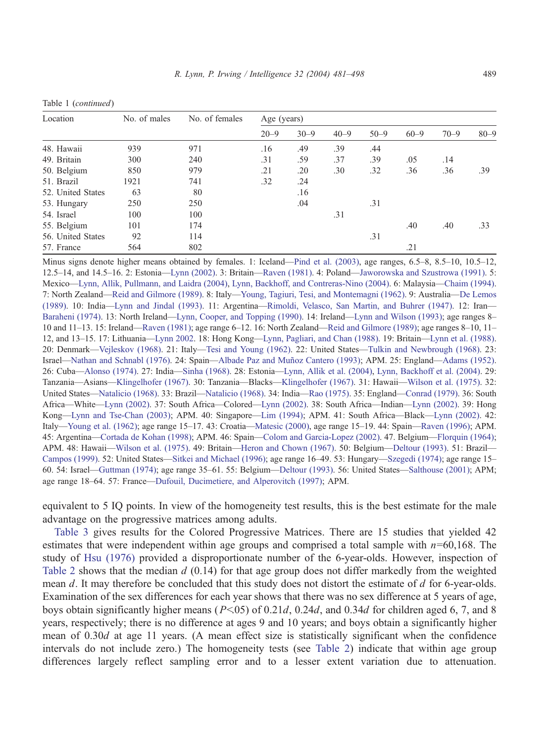Table 1 (*continued*)

| Location | No. of males | No. of females | Age (years) | | | | | | |
|---|---|---|---|---|---|---|---|---|---|
| | | | 20–9 | 30–9 | 40–9 | 50–9 | 60–9 | 70–9 | 80–9 |
| 48. Hawaii | 939 | 971 | .16 | .49 | .39 | .44 | | | |
| 49. Britain | 300 | 240 | .31 | .59 | .37 | .39 | .05 | .14 | |
| 50. Belgium | 850 | 979 | .21 | .20 | .30 | .32 | .36 | .36 | .39 |
| 51. Brazil | 1921 | 741 | .32 | .24 | | | | | |
| 52. United States | 63 | 80 | | .16 | | | | | |
| 53. Hungary | 250 | 250 | | .04 | | .31 | | | |
| 54. Israel | 100 | 100 | | | .31 | | | | |
| 55. Belgium | 101 | 174 | | | | | .40 | .40 | .33 |
| 56. United States | 92 | 114 | | | | .31 | | | |
| 57. France | 564 | 802 | | | | | .21 | | |

Minus signs denote higher means obtained by females. 1: Iceland—Pind et al. (2003), age ranges, 6.5–8, 8.5–10, 10.5–12, 12.5–14, and 14.5–16. 2: Estonia—Lynn (2002). 3: Britain—Raven (1981). 4: Poland—Jaworowska and Szustrowa (1991). 5: Mexico—Lynn, Allik, Pullmann, and Laidra (2004), Lynn, Backhoff, and Contreras-Nino (2004). 6: Malaysia—Chaim (1994). 7: North Zealand—Reid and Gilmore (1989). 8: Italy—Young, Tagiuri, Tesi, and Montemagni (1962). 9: Australia—De Lemos (1989). 10: India—Lynn and Jindal (1993). 11: Argentina—Rimoldi, Velasco, San Martin, and Buhrer (1947). 12: Iran—Baraheni (1974). 13: North Ireland—Lynn, Cooper, and Topping (1990). 14: Ireland—Lynn and Wilson (1993); age ranges 8–10 and 11–13. 15: Ireland—Raven (1981); age range 6–12. 16: North Zealand—Reid and Gilmore (1989); age ranges 8–10, 11–12, and 13–15. 17: Lithuania—Lynn 2002. 18: Hong Kong—Lynn, Pagliari, and Chan (1988). 19: Britain—Lynn et al. (1988). 20: Denmark—Vejleskov (1968). 21: Italy—Tesi and Young (1962). 22: United States—Tulkin and Newbrough (1968). 23: Israel—Nathan and Schnabl (1976). 24: Spain—Albade Paz and Muñoz Cantero (1993); APM. 25: England—Adams (1952). 26: Cuba—Alonso (1974). 27: India—Sinha (1968). 28: Estonia—Lynn, Allik et al. (2004), Lynn, Backhoff et al. (2004). 29: Tanzania—Asians—Klingelhofer (1967). 30: Tanzania—Blacks—Klingelhofer (1967). 31: Hawaii—Wilson et al. (1975). 32: United States—Natalicio (1968). 33: Brazil—Natalicio (1968). 34: India—Rao (1975). 35: England—Conrad (1979). 36: South Africa—White—Lynn (2002). 37: South Africa—Colored—Lynn (2002). 38: South Africa—Indian—Lynn (2002). 39: Hong Kong—Lynn and Tse-Chan (2003); APM. 40: Singapore—Lim (1994); APM. 41: South Africa—Black—Lynn (2002). 42: Italy—Young et al. (1962); age range 15–17. 43: Croatia—Matesic (2000), age range 15–19. 44: Spain—Raven (1996); APM. 45: Argentina—Cortada de Kohan (1998); APM. 46: Spain—Colom and Garcia-Lopez (2002). 47. Belgium—Florquin (1964); APM. 48: Hawaii—Wilson et al. (1975). 49: Britain—Heron and Chown (1967). 50: Belgium—Deltour (1993). 51: Brazil—Campos (1999). 52: United States—Sitkei and Michael (1996); age range 16–49. 53: Hungary—Szegedi (1974); age range 15–60. 54: Israel—Guttman (1974); age range 35–61. 55: Belgium—Deltour (1993). 56: United States—Salthouse (2001); APM; age range 18–64. 57: France—Dufouil, Ducimetiere, and Alperovitch (1997); APM.

equivalent to 5 IQ points. In view of the homogeneity test results, this is the best estimate for the male advantage on the progressive matrices among adults.

Table 3 gives results for the Colored Progressive Matrices. There are 15 studies that yielded 42 estimates that were independent within age groups and comprised a total sample with $n$=60,168. The study of Hsu (1976) provided a disproportionate number of the 6-year-olds. However, inspection of Table 2 shows that the median $d$ (0.14) for that age group does not differ markedly from the weighted mean $d$. It may therefore be concluded that this study does not distort the estimate of $d$ for 6-year-olds. Examination of the sex differences for each year shows that there was no sex difference at 5 years of age, boys obtain significantly higher means ($P$<.05) of 0.21$d$, 0.24$d$, and 0.34$d$ for children aged 6, 7, and 8 years, respectively; there is no difference at ages 9 and 10 years; and boys obtain a significantly higher mean of 0.30$d$ at age 11 years. (A mean effect size is statistically significant when the confidence intervals do not include zero.) The homogeneity tests (see Table 2) indicate that within age group differences largely reflect sampling error and to a lesser extent variation due to attenuation.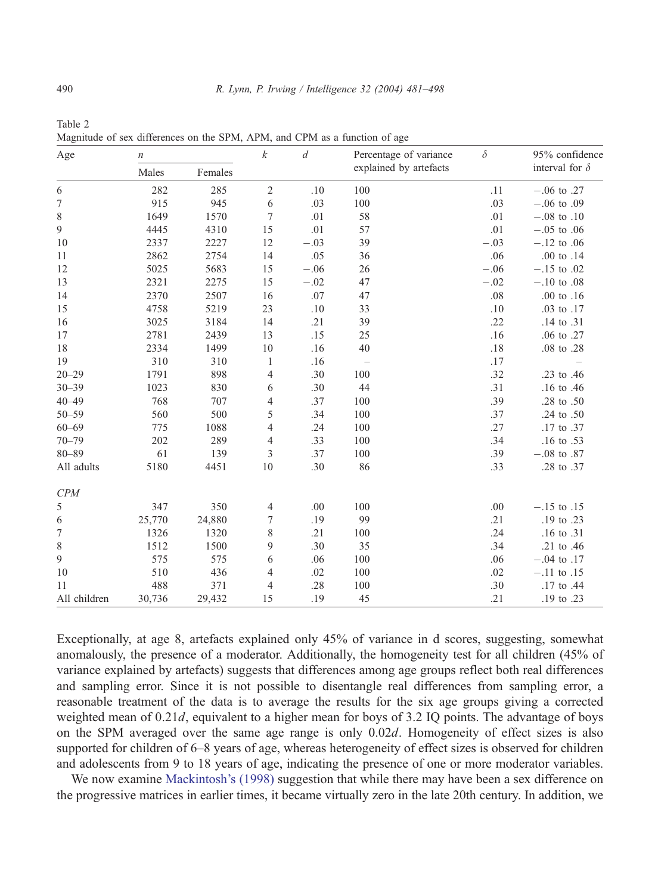Table 2
Magnitude of sex differences on the SPM, APM, and CPM as a function of age

| Age | $n$ | | $k$ | $d$ | Percentage of variance explained by artefacts | $\delta$ | 95% confidence interval for $\delta$ |
|---|---|---|---|---|---|---|---|
| | Males | Females | | | | | |
| 6 | 282 | 285 | 2 | .10 | 100 | .11 | −.06 to .27 |
| 7 | 915 | 945 | 6 | .03 | 100 | .03 | −.06 to .09 |
| 8 | 1649 | 1570 | 7 | .01 | 58 | .01 | −.08 to .10 |
| 9 | 4445 | 4310 | 15 | .01 | 57 | .01 | −.05 to .06 |
| 10 | 2337 | 2227 | 12 | −.03 | 39 | −.03 | −.12 to .06 |
| 11 | 2862 | 2754 | 14 | .05 | 36 | .06 | .00 to .14 |
| 12 | 5025 | 5683 | 15 | −.06 | 26 | −.06 | −.15 to .02 |
| 13 | 2321 | 2275 | 15 | −.02 | 47 | −.02 | −.10 to .08 |
| 14 | 2370 | 2507 | 16 | .07 | 47 | .08 | .00 to .16 |
| 15 | 4758 | 5219 | 23 | .10 | 33 | .10 | .03 to .17 |
| 16 | 3025 | 3184 | 14 | .21 | 39 | .22 | .14 to .31 |
| 17 | 2781 | 2439 | 13 | .15 | 25 | .16 | .06 to .27 |
| 18 | 2334 | 1499 | 10 | .16 | 40 | .18 | .08 to .28 |
| 19 | 310 | 310 | 1 | .16 | – | .17 | – |
| 20–29 | 1791 | 898 | 4 | .30 | 100 | .32 | .23 to .46 |
| 30–39 | 1023 | 830 | 6 | .30 | 44 | .31 | .16 to .46 |
| 40–49 | 768 | 707 | 4 | .37 | 100 | .39 | .28 to .50 |
| 50–59 | 560 | 500 | 5 | .34 | 100 | .37 | .24 to .50 |
| 60–69 | 775 | 1088 | 4 | .24 | 100 | .27 | .17 to .37 |
| 70–79 | 202 | 289 | 4 | .33 | 100 | .34 | .16 to .53 |
| 80–89 | 61 | 139 | 3 | .37 | 100 | .39 | −.08 to .87 |
| All adults | 5180 | 4451 | 10 | .30 | 86 | .33 | .28 to .37 |
| *CPM* | | | | | | | |
| 5 | 347 | 350 | 4 | .00 | 100 | .00 | −.15 to .15 |
| 6 | 25,770 | 24,880 | 7 | .19 | 99 | .21 | .19 to .23 |
| 7 | 1326 | 1320 | 8 | .21 | 100 | .24 | .16 to .31 |
| 8 | 1512 | 1500 | 9 | .30 | 35 | .34 | .21 to .46 |
| 9 | 575 | 575 | 6 | .06 | 100 | .06 | −.04 to .17 |
| 10 | 510 | 436 | 4 | .02 | 100 | .02 | −.11 to .15 |
| 11 | 488 | 371 | 4 | .28 | 100 | .30 | .17 to .44 |
| All children | 30,736 | 29,432 | 15 | .19 | 45 | .21 | .19 to .23 |

Exceptionally, at age 8, artefacts explained only 45% of variance in d scores, suggesting, somewhat anomalously, the presence of a moderator. Additionally, the homogeneity test for all children (45% of variance explained by artefacts) suggests that differences among age groups reflect both real differences and sampling error. Since it is not possible to disentangle real differences from sampling error, a reasonable treatment of the data is to average the results for the six age groups giving a corrected weighted mean of 0.21*d*, equivalent to a higher mean for boys of 3.2 IQ points. The advantage of boys on the SPM averaged over the same age range is only 0.02*d*. Homogeneity of effect sizes is also supported for children of 6–8 years of age, whereas heterogeneity of effect sizes is observed for children and adolescents from 9 to 18 years of age, indicating the presence of one or more moderator variables.

We now examine Mackintosh's (1998) suggestion that while there may have been a sex difference on the progressive matrices in earlier times, it became virtually zero in the late 20th century. In addition, we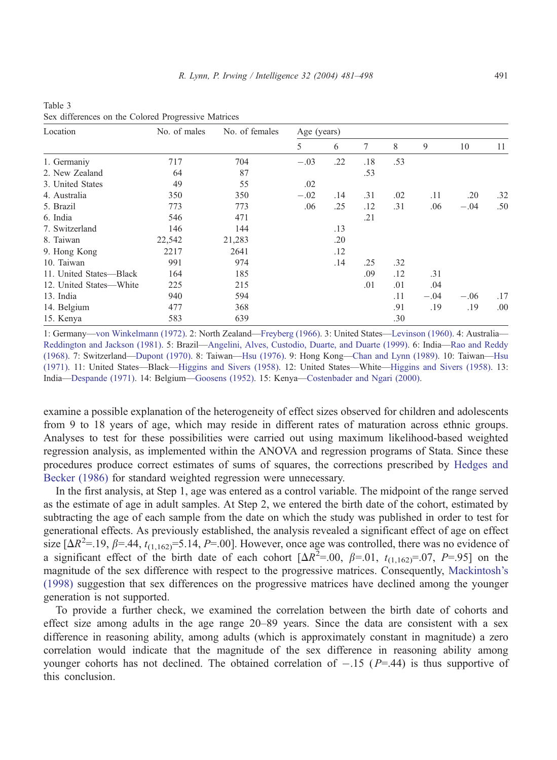Table 3
Sex differences on the Colored Progressive Matrices

| Location | No. of males | No. of females | Age (years) | | | | | | |
|---|---|---|---|---|---|---|---|---|---|
| | | | 5 | 6 | 7 | 8 | 9 | 10 | 11 |
| 1. Germaniy | 717 | 704 | −.03 | .22 | .18 | .53 | | | |
| 2. New Zealand | 64 | 87 | | | .53 | | | | |
| 3. United States | 49 | 55 | .02 | | | | | | |
| 4. Australia | 350 | 350 | −.02 | .14 | .31 | .02 | .11 | .20 | .32 |
| 5. Brazil | 773 | 773 | .06 | .25 | .12 | .31 | .06 | −.04 | .50 |
| 6. India | 546 | 471 | | | .21 | | | | |
| 7. Switzerland | 146 | 144 | | .13 | | | | | |
| 8. Taiwan | 22,542 | 21,283 | | .20 | | | | | |
| 9. Hong Kong | 2217 | 2641 | | .12 | | | | | |
| 10. Taiwan | 991 | 974 | | .14 | .25 | .32 | | | |
| 11. United States—Black | 164 | 185 | | | .09 | .12 | .31 | | |
| 12. United States—White | 225 | 215 | | | .01 | .01 | .04 | | |
| 13. India | 940 | 594 | | | | .11 | −.04 | −.06 | .17 |
| 14. Belgium | 477 | 368 | | | | .91 | .19 | .19 | .00 |
| 15. Kenya | 583 | 639 | | | | .30 | | | |

1: Germany—von Winkelmann (1972). 2: North Zealand—Freyberg (1966). 3: United States—Levinson (1960). 4: Australia—Reddington and Jackson (1981). 5: Brazil—Angelini, Alves, Custodio, Duarte, and Duarte (1999). 6: India—Rao and Reddy (1968). 7: Switzerland—Dupont (1970). 8: Taiwan—Hsu (1976). 9: Hong Kong—Chan and Lynn (1989). 10: Taiwan—Hsu (1971). 11: United States—Black—Higgins and Sivers (1958). 12: United States—White—Higgins and Sivers (1958). 13: India—Despande (1971). 14: Belgium—Goosens (1952). 15: Kenya—Costenbader and Ngari (2000).

examine a possible explanation of the heterogeneity of effect sizes observed for children and adolescents from 9 to 18 years of age, which may reside in different rates of maturation across ethnic groups. Analyses to test for these possibilities were carried out using maximum likelihood-based weighted regression analysis, as implemented within the ANOVA and regression programs of Stata. Since these procedures produce correct estimates of sums of squares, the corrections prescribed by Hedges and Becker (1986) for standard weighted regression were unnecessary.

In the first analysis, at Step 1, age was entered as a control variable. The midpoint of the range served as the estimate of age in adult samples. At Step 2, we entered the birth date of the cohort, estimated by subtracting the age of each sample from the date on which the study was published in order to test for generational effects. As previously established, the analysis revealed a significant effect of age on effect size [$\Delta R^2$=.19, $\beta$=.44, $t_{(1,162)}$=5.14, $P$=.00]. However, once age was controlled, there was no evidence of a significant effect of the birth date of each cohort [$\Delta R^2$=.00, $\beta$=.01, $t_{(1,162)}$=.07, $P$=.95] on the magnitude of the sex difference with respect to the progressive matrices. Consequently, Mackintosh's (1998) suggestion that sex differences on the progressive matrices have declined among the younger generation is not supported.

To provide a further check, we examined the correlation between the birth date of cohorts and effect size among adults in the age range 20–89 years. Since the data are consistent with a sex difference in reasoning ability, among adults (which is approximately constant in magnitude) a zero correlation would indicate that the magnitude of the sex difference in reasoning ability among younger cohorts has not declined. The obtained correlation of −.15 ($P$=.44) is thus supportive of this conclusion.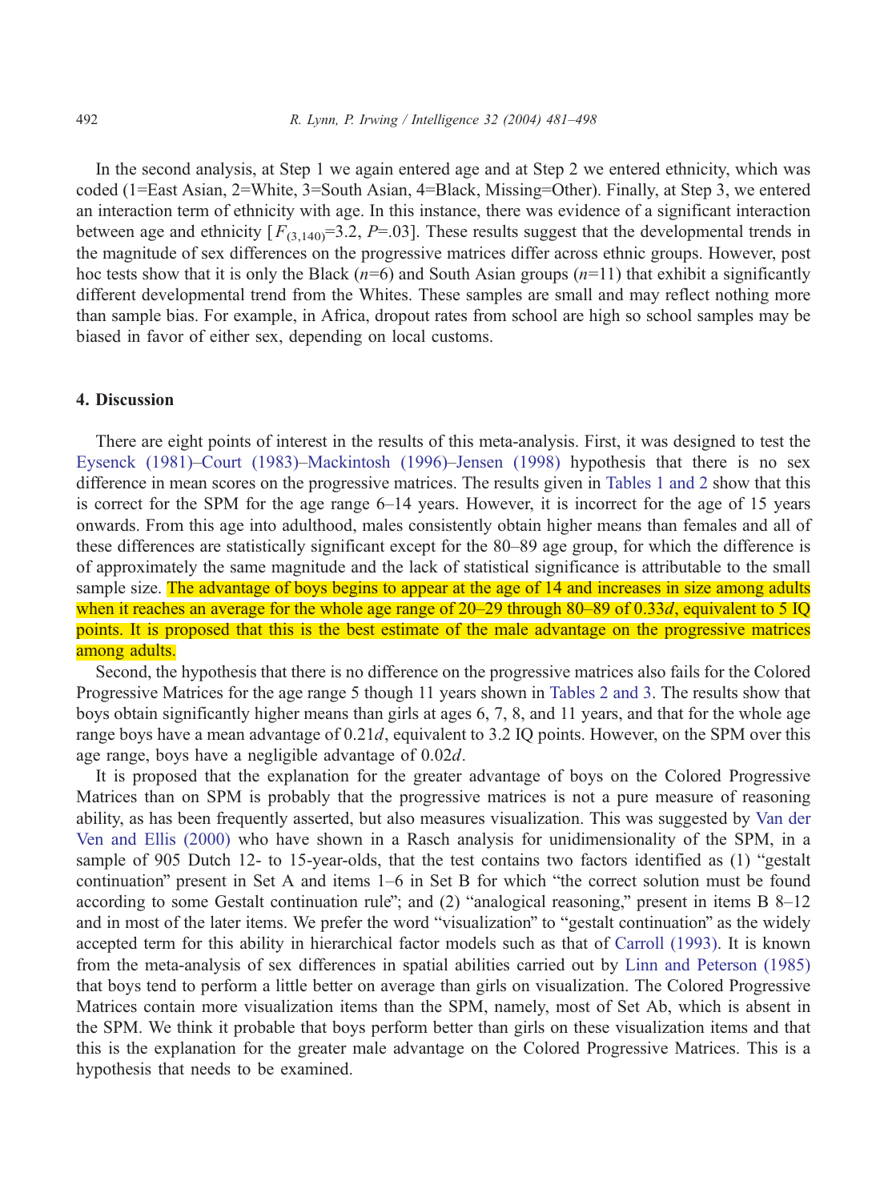In the second analysis, at Step 1 we again entered age and at Step 2 we entered ethnicity, which was coded (1=East Asian, 2=White, 3=South Asian, 4=Black, Missing=Other). Finally, at Step 3, we entered an interaction term of ethnicity with age. In this instance, there was evidence of a significant interaction between age and ethnicity [$F_{(3,140)}=3.2$, $P=.03$]. These results suggest that the developmental trends in the magnitude of sex differences on the progressive matrices differ across ethnic groups. However, post hoc tests show that it is only the Black ($n=6$) and South Asian groups ($n=11$) that exhibit a significantly different developmental trend from the Whites. These samples are small and may reflect nothing more than sample bias. For example, in Africa, dropout rates from school are high so school samples may be biased in favor of either sex, depending on local customs.

## 4. Discussion

There are eight points of interest in the results of this meta-analysis. First, it was designed to test the Eysenck (1981)–Court (1983)–Mackintosh (1996)–Jensen (1998) hypothesis that there is no sex difference in mean scores on the progressive matrices. The results given in Tables 1 and 2 show that this is correct for the SPM for the age range 6–14 years. However, it is incorrect for the age of 15 years onwards. From this age into adulthood, males consistently obtain higher means than females and all of these differences are statistically significant except for the 80–89 age group, for which the difference is of approximately the same magnitude and the lack of statistical significance is attributable to the small sample size. The advantage of boys begins to appear at the age of 14 and increases in size among adults when it reaches an average for the whole age range of 20–29 through 80–89 of 0.33*d*, equivalent to 5 IQ points. It is proposed that this is the best estimate of the male advantage on the progressive matrices among adults.

Second, the hypothesis that there is no difference on the progressive matrices also fails for the Colored Progressive Matrices for the age range 5 though 11 years shown in Tables 2 and 3. The results show that boys obtain significantly higher means than girls at ages 6, 7, 8, and 11 years, and that for the whole age range boys have a mean advantage of 0.21*d*, equivalent to 3.2 IQ points. However, on the SPM over this age range, boys have a negligible advantage of 0.02*d*.

It is proposed that the explanation for the greater advantage of boys on the Colored Progressive Matrices than on SPM is probably that the progressive matrices is not a pure measure of reasoning ability, as has been frequently asserted, but also measures visualization. This was suggested by Van der Ven and Ellis (2000) who have shown in a Rasch analysis for unidimensionality of the SPM, in a sample of 905 Dutch 12- to 15-year-olds, that the test contains two factors identified as (1) "gestalt continuation" present in Set A and items 1–6 in Set B for which "the correct solution must be found according to some Gestalt continuation rule"; and (2) "analogical reasoning," present in items B 8–12 and in most of the later items. We prefer the word "visualization" to "gestalt continuation" as the widely accepted term for this ability in hierarchical factor models such as that of Carroll (1993). It is known from the meta-analysis of sex differences in spatial abilities carried out by Linn and Peterson (1985) that boys tend to perform a little better on average than girls on visualization. The Colored Progressive Matrices contain more visualization items than the SPM, namely, most of Set Ab, which is absent in the SPM. We think it probable that boys perform better than girls on these visualization items and that this is the explanation for the greater male advantage on the Colored Progressive Matrices. This is a hypothesis that needs to be examined.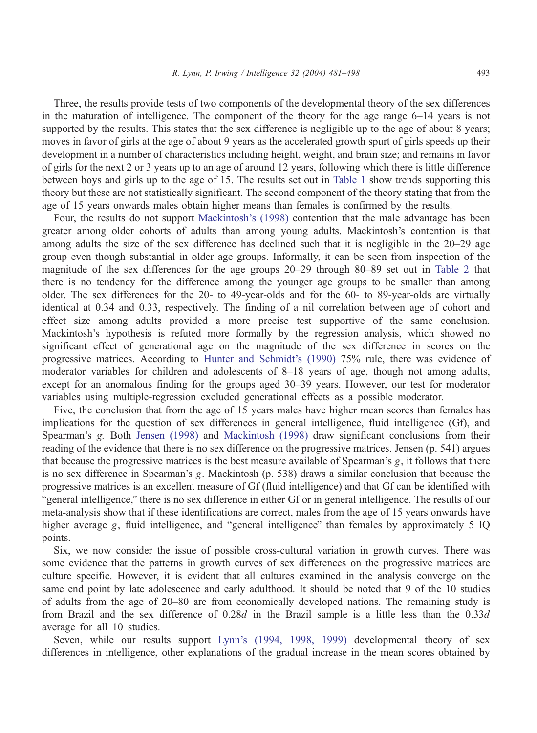Three, the results provide tests of two components of the developmental theory of the sex differences in the maturation of intelligence. The component of the theory for the age range 6–14 years is not supported by the results. This states that the sex difference is negligible up to the age of about 8 years; moves in favor of girls at the age of about 9 years as the accelerated growth spurt of girls speeds up their development in a number of characteristics including height, weight, and brain size; and remains in favor of girls for the next 2 or 3 years up to an age of around 12 years, following which there is little difference between boys and girls up to the age of 15. The results set out in Table 1 show trends supporting this theory but these are not statistically significant. The second component of the theory stating that from the age of 15 years onwards males obtain higher means than females is confirmed by the results.

Four, the results do not support Mackintosh's (1998) contention that the male advantage has been greater among older cohorts of adults than among young adults. Mackintosh's contention is that among adults the size of the sex difference has declined such that it is negligible in the 20–29 age group even though substantial in older age groups. Informally, it can be seen from inspection of the magnitude of the sex differences for the age groups 20–29 through 80–89 set out in Table 2 that there is no tendency for the difference among the younger age groups to be smaller than among older. The sex differences for the 20- to 49-year-olds and for the 60- to 89-year-olds are virtually identical at 0.34 and 0.33, respectively. The finding of a nil correlation between age of cohort and effect size among adults provided a more precise test supportive of the same conclusion. Mackintosh's hypothesis is refuted more formally by the regression analysis, which showed no significant effect of generational age on the magnitude of the sex difference in scores on the progressive matrices. According to Hunter and Schmidt's (1990) 75% rule, there was evidence of moderator variables for children and adolescents of 8–18 years of age, though not among adults, except for an anomalous finding for the groups aged 30–39 years. However, our test for moderator variables using multiple-regression excluded generational effects as a possible moderator.

Five, the conclusion that from the age of 15 years males have higher mean scores than females has implications for the question of sex differences in general intelligence, fluid intelligence (Gf), and Spearman's *g*. Both Jensen (1998) and Mackintosh (1998) draw significant conclusions from their reading of the evidence that there is no sex difference on the progressive matrices. Jensen (p. 541) argues that because the progressive matrices is the best measure available of Spearman's *g*, it follows that there is no sex difference in Spearman's *g*. Mackintosh (p. 538) draws a similar conclusion that because the progressive matrices is an excellent measure of Gf (fluid intelligence) and that Gf can be identified with "general intelligence," there is no sex difference in either Gf or in general intelligence. The results of our meta-analysis show that if these identifications are correct, males from the age of 15 years onwards have higher average *g*, fluid intelligence, and "general intelligence" than females by approximately 5 IQ points.

Six, we now consider the issue of possible cross-cultural variation in growth curves. There was some evidence that the patterns in growth curves of sex differences on the progressive matrices are culture specific. However, it is evident that all cultures examined in the analysis converge on the same end point by late adolescence and early adulthood. It should be noted that 9 of the 10 studies of adults from the age of 20–80 are from economically developed nations. The remaining study is from Brazil and the sex difference of 0.28*d* in the Brazil sample is a little less than the 0.33*d* average for all 10 studies.

Seven, while our results support Lynn's (1994, 1998, 1999) developmental theory of sex differences in intelligence, other explanations of the gradual increase in the mean scores obtained by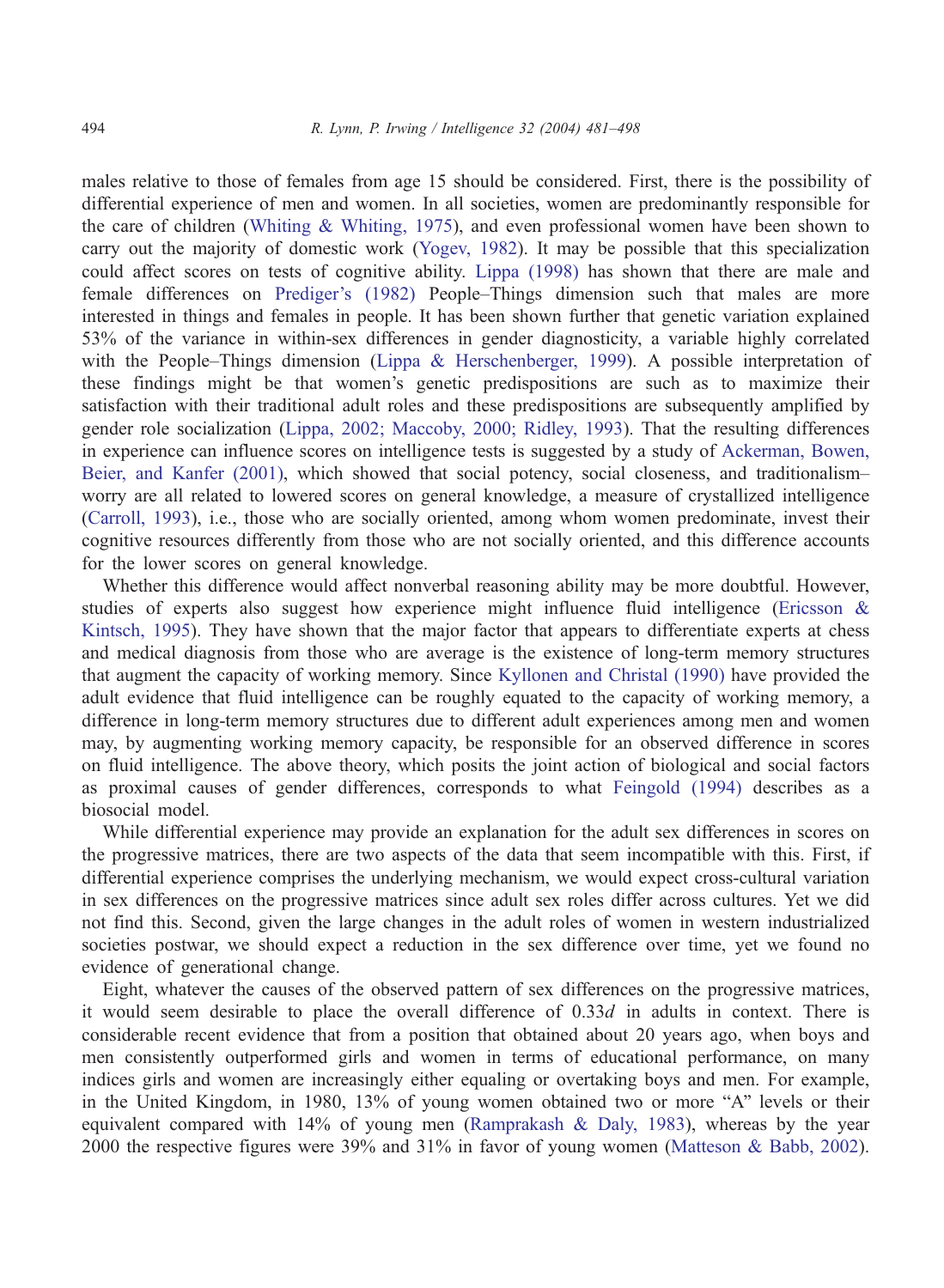males relative to those of females from age 15 should be considered. First, there is the possibility of differential experience of men and women. In all societies, women are predominantly responsible for the care of children (Whiting & Whiting, 1975), and even professional women have been shown to carry out the majority of domestic work (Yogev, 1982). It may be possible that this specialization could affect scores on tests of cognitive ability. Lippa (1998) has shown that there are male and female differences on Prediger's (1982) People–Things dimension such that males are more interested in things and females in people. It has been shown further that genetic variation explained 53% of the variance in within-sex differences in gender diagnosticity, a variable highly correlated with the People–Things dimension (Lippa & Herschenberger, 1999). A possible interpretation of these findings might be that women's genetic predispositions are such as to maximize their satisfaction with their traditional adult roles and these predispositions are subsequently amplified by gender role socialization (Lippa, 2002; Maccoby, 2000; Ridley, 1993). That the resulting differences in experience can influence scores on intelligence tests is suggested by a study of Ackerman, Bowen, Beier, and Kanfer (2001), which showed that social potency, social closeness, and traditionalism–worry are all related to lowered scores on general knowledge, a measure of crystallized intelligence (Carroll, 1993), i.e., those who are socially oriented, among whom women predominate, invest their cognitive resources differently from those who are not socially oriented, and this difference accounts for the lower scores on general knowledge.

Whether this difference would affect nonverbal reasoning ability may be more doubtful. However, studies of experts also suggest how experience might influence fluid intelligence (Ericsson & Kintsch, 1995). They have shown that the major factor that appears to differentiate experts at chess and medical diagnosis from those who are average is the existence of long-term memory structures that augment the capacity of working memory. Since Kyllonen and Christal (1990) have provided the adult evidence that fluid intelligence can be roughly equated to the capacity of working memory, a difference in long-term memory structures due to different adult experiences among men and women may, by augmenting working memory capacity, be responsible for an observed difference in scores on fluid intelligence. The above theory, which posits the joint action of biological and social factors as proximal causes of gender differences, corresponds to what Feingold (1994) describes as a biosocial model.

While differential experience may provide an explanation for the adult sex differences in scores on the progressive matrices, there are two aspects of the data that seem incompatible with this. First, if differential experience comprises the underlying mechanism, we would expect cross-cultural variation in sex differences on the progressive matrices since adult sex roles differ across cultures. Yet we did not find this. Second, given the large changes in the adult roles of women in western industrialized societies postwar, we should expect a reduction in the sex difference over time, yet we found no evidence of generational change.

Eight, whatever the causes of the observed pattern of sex differences on the progressive matrices, it would seem desirable to place the overall difference of 0.33*d* in adults in context. There is considerable recent evidence that from a position that obtained about 20 years ago, when boys and men consistently outperformed girls and women in terms of educational performance, on many indices girls and women are increasingly either equaling or overtaking boys and men. For example, in the United Kingdom, in 1980, 13% of young women obtained two or more "A" levels or their equivalent compared with 14% of young men (Ramprakash & Daly, 1983), whereas by the year 2000 the respective figures were 39% and 31% in favor of young women (Matteson & Babb, 2002).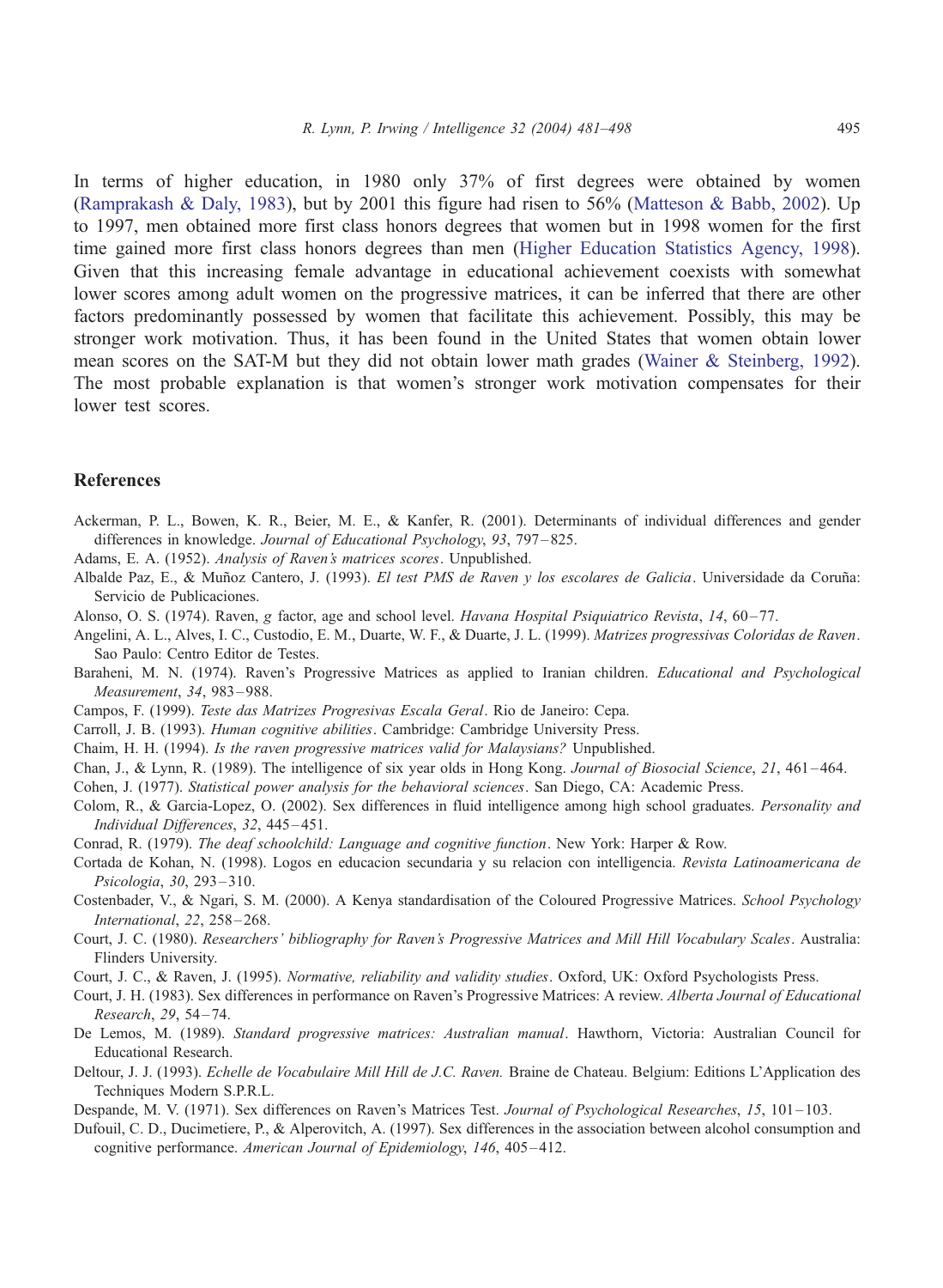In terms of higher education, in 1980 only 37% of first degrees were obtained by women (Ramprakash & Daly, 1983), but by 2001 this figure had risen to 56% (Matteson & Babb, 2002). Up to 1997, men obtained more first class honors degrees that women but in 1998 women for the first time gained more first class honors degrees than men (Higher Education Statistics Agency, 1998). Given that this increasing female advantage in educational achievement coexists with somewhat lower scores among adult women on the progressive matrices, it can be inferred that there are other factors predominantly possessed by women that facilitate this achievement. Possibly, this may be stronger work motivation. Thus, it has been found in the United States that women obtain lower mean scores on the SAT-M but they did not obtain lower math grades (Wainer & Steinberg, 1992). The most probable explanation is that women's stronger work motivation compensates for their lower test scores.

## References

Ackerman, P. L., Bowen, K. R., Beier, M. E., & Kanfer, R. (2001). Determinants of individual differences and gender differences in knowledge. *Journal of Educational Psychology*, *93*, 797–825.

Adams, E. A. (1952). *Analysis of Raven's matrices scores*. Unpublished.

Albalde Paz, E., & Muñoz Cantero, J. (1993). *El test PMS de Raven y los escolares de Galicia*. Universidade da Coruña: Servicio de Publicaciones.

Alonso, O. S. (1974). Raven, *g* factor, age and school level. *Havana Hospital Psiquiatrico Revista*, *14*, 60–77.

Angelini, A. L., Alves, I. C., Custodio, E. M., Duarte, W. F., & Duarte, J. L. (1999). *Matrizes progressivas Coloridas de Raven*. Sao Paulo: Centro Editor de Testes.

Baraheni, M. N. (1974). Raven's Progressive Matrices as applied to Iranian children. *Educational and Psychological Measurement*, *34*, 983–988.

Campos, F. (1999). *Teste das Matrizes Progresivas Escala Geral*. Rio de Janeiro: Cepa.

Carroll, J. B. (1993). *Human cognitive abilities*. Cambridge: Cambridge University Press.

Chaim, H. H. (1994). *Is the raven progressive matrices valid for Malaysians?* Unpublished.

Chan, J., & Lynn, R. (1989). The intelligence of six year olds in Hong Kong. *Journal of Biosocial Science*, *21*, 461–464.

Cohen, J. (1977). *Statistical power analysis for the behavioral sciences*. San Diego, CA: Academic Press.

Colom, R., & Garcia-Lopez, O. (2002). Sex differences in fluid intelligence among high school graduates. *Personality and Individual Differences*, *32*, 445–451.

Conrad, R. (1979). *The deaf schoolchild: Language and cognitive function*. New York: Harper & Row.

Cortada de Kohan, N. (1998). Logos en educacion secundaria y su relacion con intelligencia. *Revista Latinoamericana de Psicologia*, *30*, 293–310.

Costenbader, V., & Ngari, S. M. (2000). A Kenya standardisation of the Coloured Progressive Matrices. *School Psychology International*, *22*, 258–268.

Court, J. C. (1980). *Researchers' bibliography for Raven's Progressive Matrices and Mill Hill Vocabulary Scales*. Australia: Flinders University.

Court, J. C., & Raven, J. (1995). *Normative, reliability and validity studies*. Oxford, UK: Oxford Psychologists Press.

Court, J. H. (1983). Sex differences in performance on Raven's Progressive Matrices: A review. *Alberta Journal of Educational Research*, *29*, 54–74.

De Lemos, M. (1989). *Standard progressive matrices: Australian manual*. Hawthorn, Victoria: Australian Council for Educational Research.

Deltour, J. J. (1993). *Echelle de Vocabulaire Mill Hill de J.C. Raven.* Braine de Chateau. Belgium: Editions L'Application des Techniques Modern S.P.R.L.

Despande, M. V. (1971). Sex differences on Raven's Matrices Test. *Journal of Psychological Researches*, *15*, 101–103.

Dufouil, C. D., Ducimetiere, P., & Alperovitch, A. (1997). Sex differences in the association between alcohol consumption and cognitive performance. *American Journal of Epidemiology*, *146*, 405–412.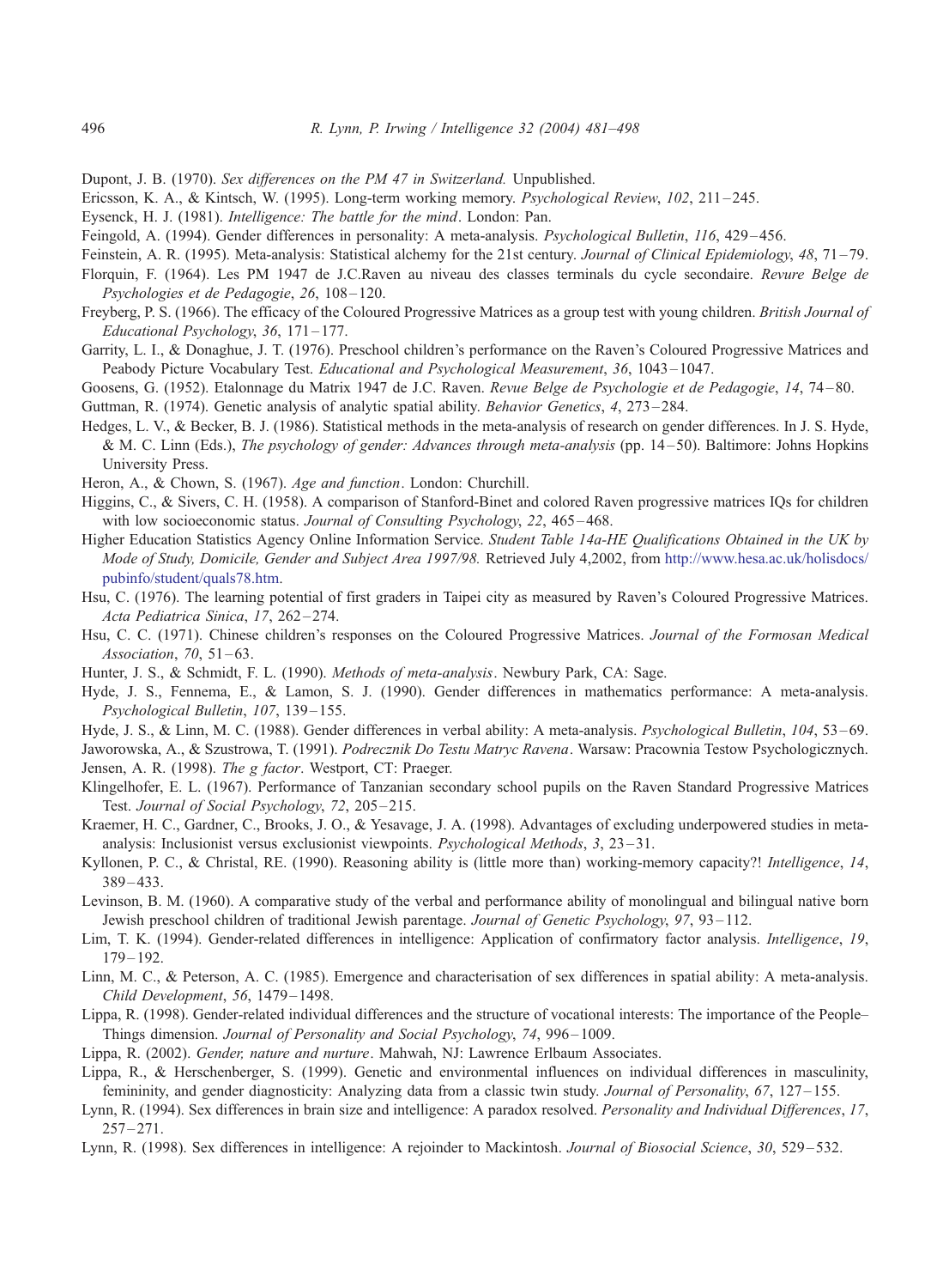Dupont, J. B. (1970). *Sex differences on the PM 47 in Switzerland.* Unpublished.

Ericsson, K. A., & Kintsch, W. (1995). Long-term working memory. *Psychological Review*, *102*, 211–245.

Eysenck, H. J. (1981). *Intelligence: The battle for the mind*. London: Pan.

Feingold, A. (1994). Gender differences in personality: A meta-analysis. *Psychological Bulletin*, *116*, 429–456.

Feinstein, A. R. (1995). Meta-analysis: Statistical alchemy for the 21st century. *Journal of Clinical Epidemiology*, *48*, 71–79.

Florquin, F. (1964). Les PM 1947 de J.C.Raven au niveau des classes terminals du cycle secondaire. *Revure Belge de Psychologies et de Pedagogie*, *26*, 108–120.

Freyberg, P. S. (1966). The efficacy of the Coloured Progressive Matrices as a group test with young children. *British Journal of Educational Psychology*, *36*, 171–177.

Garrity, L. I., & Donaghue, J. T. (1976). Preschool children's performance on the Raven's Coloured Progressive Matrices and Peabody Picture Vocabulary Test. *Educational and Psychological Measurement*, *36*, 1043–1047.

Goosens, G. (1952). Etalonnage du Matrix 1947 de J.C. Raven. *Revue Belge de Psychologie et de Pedagogie*, *14*, 74–80.

Guttman, R. (1974). Genetic analysis of analytic spatial ability. *Behavior Genetics*, *4*, 273–284.

Hedges, L. V., & Becker, B. J. (1986). Statistical methods in the meta-analysis of research on gender differences. In J. S. Hyde, & M. C. Linn (Eds.), *The psychology of gender: Advances through meta-analysis* (pp. 14–50). Baltimore: Johns Hopkins University Press.

Heron, A., & Chown, S. (1967). *Age and function*. London: Churchill.

Higgins, C., & Sivers, C. H. (1958). A comparison of Stanford-Binet and colored Raven progressive matrices IQs for children with low socioeconomic status. *Journal of Consulting Psychology*, *22*, 465–468.

Higher Education Statistics Agency Online Information Service. *Student Table 14a-HE Qualifications Obtained in the UK by Mode of Study, Domicile, Gender and Subject Area 1997/98.* Retrieved July 4,2002, from http://www.hesa.ac.uk/holisdocs/pubinfo/student/quals78.htm.

Hsu, C. (1976). The learning potential of first graders in Taipei city as measured by Raven's Coloured Progressive Matrices. *Acta Pediatrica Sinica*, *17*, 262–274.

Hsu, C. C. (1971). Chinese children's responses on the Coloured Progressive Matrices. *Journal of the Formosan Medical Association*, *70*, 51–63.

Hunter, J. S., & Schmidt, F. L. (1990). *Methods of meta-analysis*. Newbury Park, CA: Sage.

Hyde, J. S., Fennema, E., & Lamon, S. J. (1990). Gender differences in mathematics performance: A meta-analysis. *Psychological Bulletin*, *107*, 139–155.

Hyde, J. S., & Linn, M. C. (1988). Gender differences in verbal ability: A meta-analysis. *Psychological Bulletin*, *104*, 53–69.

Jaworowska, A., & Szustrowa, T. (1991). *Podrecznik Do Testu Matryc Ravena*. Warsaw: Pracownia Testow Psychologicznych.

Jensen, A. R. (1998). *The g factor*. Westport, CT: Praeger.

Klingelhofer, E. L. (1967). Performance of Tanzanian secondary school pupils on the Raven Standard Progressive Matrices Test. *Journal of Social Psychology*, *72*, 205–215.

Kraemer, H. C., Gardner, C., Brooks, J. O., & Yesavage, J. A. (1998). Advantages of excluding underpowered studies in meta-analysis: Inclusionist versus exclusionist viewpoints. *Psychological Methods*, *3*, 23–31.

Kyllonen, P. C., & Christal, RE. (1990). Reasoning ability is (little more than) working-memory capacity?! *Intelligence*, *14*, 389–433.

Levinson, B. M. (1960). A comparative study of the verbal and performance ability of monolingual and bilingual native born Jewish preschool children of traditional Jewish parentage. *Journal of Genetic Psychology*, *97*, 93–112.

Lim, T. K. (1994). Gender-related differences in intelligence: Application of confirmatory factor analysis. *Intelligence*, *19*, 179–192.

Linn, M. C., & Peterson, A. C. (1985). Emergence and characterisation of sex differences in spatial ability: A meta-analysis. *Child Development*, *56*, 1479–1498.

Lippa, R. (1998). Gender-related individual differences and the structure of vocational interests: The importance of the People–Things dimension. *Journal of Personality and Social Psychology*, *74*, 996–1009.

Lippa, R. (2002). *Gender, nature and nurture*. Mahwah, NJ: Lawrence Erlbaum Associates.

Lippa, R., & Herschenberger, S. (1999). Genetic and environmental influences on individual differences in masculinity, femininity, and gender diagnosticity: Analyzing data from a classic twin study. *Journal of Personality*, *67*, 127–155.

Lynn, R. (1994). Sex differences in brain size and intelligence: A paradox resolved. *Personality and Individual Differences*, *17*, 257–271.

Lynn, R. (1998). Sex differences in intelligence: A rejoinder to Mackintosh. *Journal of Biosocial Science*, *30*, 529–532.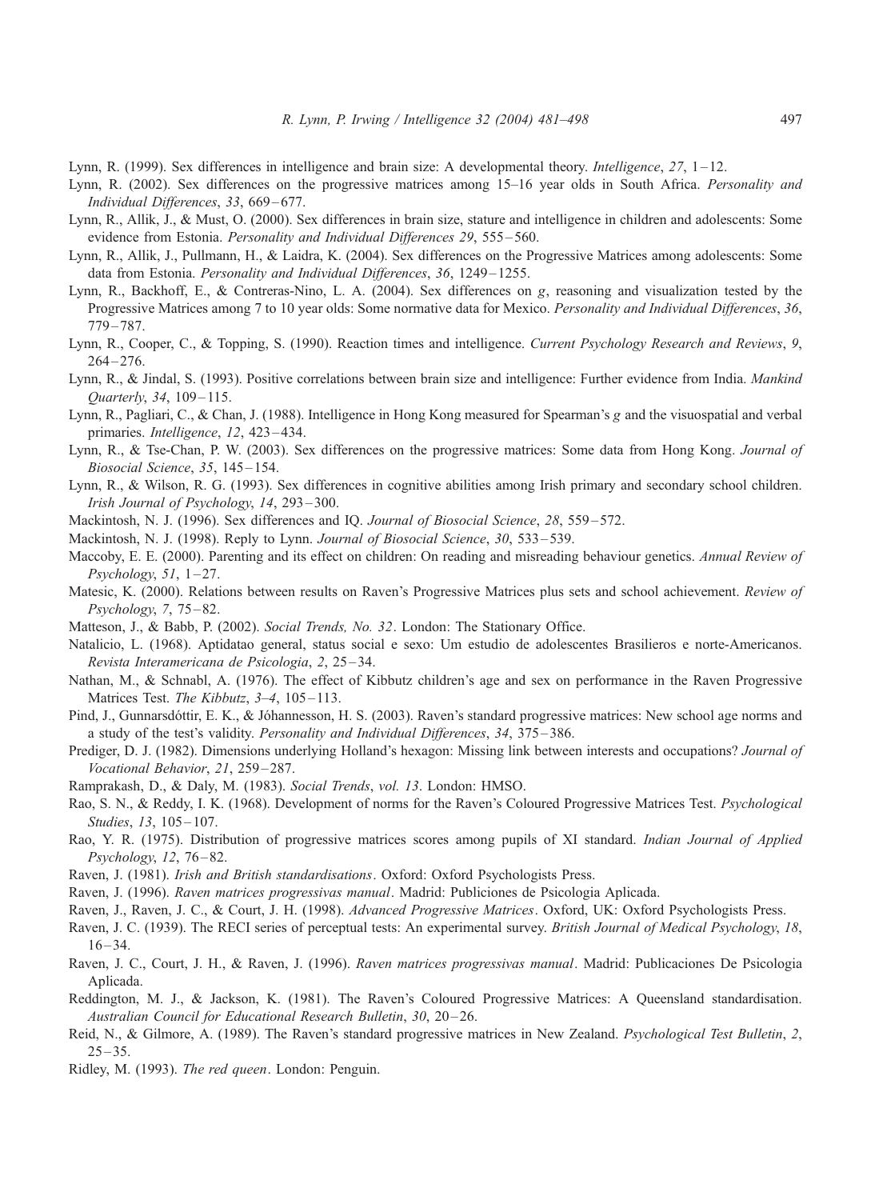Lynn, R. (1999). Sex differences in intelligence and brain size: A developmental theory. *Intelligence*, *27*, 1–12.

Lynn, R. (2002). Sex differences on the progressive matrices among 15–16 year olds in South Africa. *Personality and Individual Differences*, *33*, 669–677.

Lynn, R., Allik, J., & Must, O. (2000). Sex differences in brain size, stature and intelligence in children and adolescents: Some evidence from Estonia. *Personality and Individual Differences 29*, 555–560.

Lynn, R., Allik, J., Pullmann, H., & Laidra, K. (2004). Sex differences on the Progressive Matrices among adolescents: Some data from Estonia. *Personality and Individual Differences*, *36*, 1249–1255.

Lynn, R., Backhoff, E., & Contreras-Nino, L. A. (2004). Sex differences on *g*, reasoning and visualization tested by the Progressive Matrices among 7 to 10 year olds: Some normative data for Mexico. *Personality and Individual Differences*, *36*, 779–787.

Lynn, R., Cooper, C., & Topping, S. (1990). Reaction times and intelligence. *Current Psychology Research and Reviews*, *9*, 264–276.

Lynn, R., & Jindal, S. (1993). Positive correlations between brain size and intelligence: Further evidence from India. *Mankind Quarterly*, *34*, 109–115.

Lynn, R., Pagliari, C., & Chan, J. (1988). Intelligence in Hong Kong measured for Spearman's *g* and the visuospatial and verbal primaries. *Intelligence*, *12*, 423–434.

Lynn, R., & Tse-Chan, P. W. (2003). Sex differences on the progressive matrices: Some data from Hong Kong. *Journal of Biosocial Science*, *35*, 145–154.

Lynn, R., & Wilson, R. G. (1993). Sex differences in cognitive abilities among Irish primary and secondary school children. *Irish Journal of Psychology*, *14*, 293–300.

Mackintosh, N. J. (1996). Sex differences and IQ. *Journal of Biosocial Science*, *28*, 559–572.

Mackintosh, N. J. (1998). Reply to Lynn. *Journal of Biosocial Science*, *30*, 533–539.

Maccoby, E. E. (2000). Parenting and its effect on children: On reading and misreading behaviour genetics. *Annual Review of Psychology*, *51*, 1–27.

Matesic, K. (2000). Relations between results on Raven's Progressive Matrices plus sets and school achievement. *Review of Psychology*, *7*, 75–82.

Matteson, J., & Babb, P. (2002). *Social Trends, No. 32*. London: The Stationary Office.

Natalicio, L. (1968). Aptidatao general, status social e sexo: Um estudio de adolescentes Brasilieros e norte-Americanos. *Revista Interamericana de Psicologia*, *2*, 25–34.

Nathan, M., & Schnabl, A. (1976). The effect of Kibbutz children's age and sex on performance in the Raven Progressive Matrices Test. *The Kibbutz*, *3–4*, 105–113.

Pind, J., Gunnarsdóttir, E. K., & Jóhannesson, H. S. (2003). Raven's standard progressive matrices: New school age norms and a study of the test's validity. *Personality and Individual Differences*, *34*, 375–386.

Prediger, D. J. (1982). Dimensions underlying Holland's hexagon: Missing link between interests and occupations? *Journal of Vocational Behavior*, *21*, 259–287.

Ramprakash, D., & Daly, M. (1983). *Social Trends*, *vol. 13*. London: HMSO.

Rao, S. N., & Reddy, I. K. (1968). Development of norms for the Raven's Coloured Progressive Matrices Test. *Psychological Studies*, *13*, 105–107.

Rao, Y. R. (1975). Distribution of progressive matrices scores among pupils of XI standard. *Indian Journal of Applied Psychology*, *12*, 76–82.

Raven, J. (1981). *Irish and British standardisations*. Oxford: Oxford Psychologists Press.

Raven, J. (1996). *Raven matrices progressivas manual*. Madrid: Publiciones de Psicologia Aplicada.

Raven, J., Raven, J. C., & Court, J. H. (1998). *Advanced Progressive Matrices*. Oxford, UK: Oxford Psychologists Press.

Raven, J. C. (1939). The RECI series of perceptual tests: An experimental survey. *British Journal of Medical Psychology*, *18*, 16–34.

Raven, J. C., Court, J. H., & Raven, J. (1996). *Raven matrices progressivas manual*. Madrid: Publicaciones De Psicologia Aplicada.

Reddington, M. J., & Jackson, K. (1981). The Raven's Coloured Progressive Matrices: A Queensland standardisation. *Australian Council for Educational Research Bulletin*, *30*, 20–26.

Reid, N., & Gilmore, A. (1989). The Raven's standard progressive matrices in New Zealand. *Psychological Test Bulletin*, *2*, 25–35.

Ridley, M. (1993). *The red queen*. London: Penguin.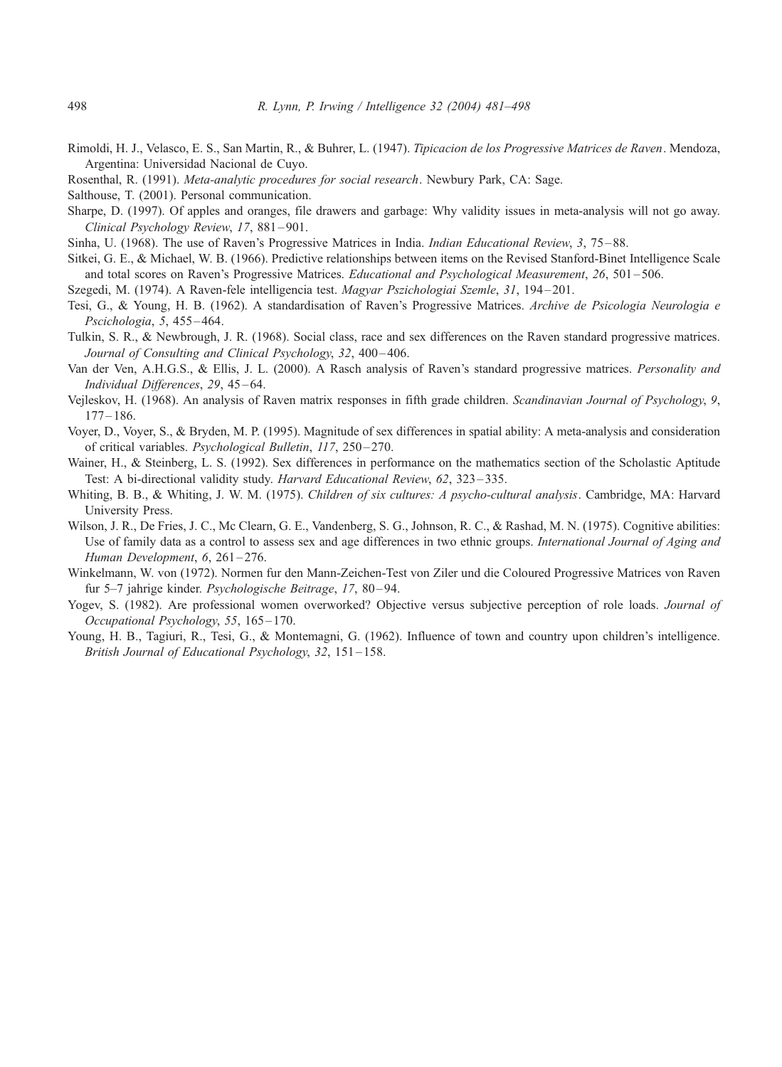Rimoldi, H. J., Velasco, E. S., San Martin, R., & Buhrer, L. (1947). *Tipicacion de los Progressive Matrices de Raven*. Mendoza, Argentina: Universidad Nacional de Cuyo.

Rosenthal, R. (1991). *Meta-analytic procedures for social research*. Newbury Park, CA: Sage.

Salthouse, T. (2001). Personal communication.

Sharpe, D. (1997). Of apples and oranges, file drawers and garbage: Why validity issues in meta-analysis will not go away. *Clinical Psychology Review*, *17*, 881–901.

Sinha, U. (1968). The use of Raven's Progressive Matrices in India. *Indian Educational Review*, *3*, 75–88.

Sitkei, G. E., & Michael, W. B. (1966). Predictive relationships between items on the Revised Stanford-Binet Intelligence Scale and total scores on Raven's Progressive Matrices. *Educational and Psychological Measurement*, *26*, 501–506.

Szegedi, M. (1974). A Raven-fele intelligencia test. *Magyar Pszichologiai Szemle*, *31*, 194–201.

Tesi, G., & Young, H. B. (1962). A standardisation of Raven's Progressive Matrices. *Archive de Psicologia Neurologia e Pscichologia*, *5*, 455–464.

Tulkin, S. R., & Newbrough, J. R. (1968). Social class, race and sex differences on the Raven standard progressive matrices. *Journal of Consulting and Clinical Psychology*, *32*, 400–406.

Van der Ven, A.H.G.S., & Ellis, J. L. (2000). A Rasch analysis of Raven's standard progressive matrices. *Personality and Individual Differences*, *29*, 45–64.

Vejleskov, H. (1968). An analysis of Raven matrix responses in fifth grade children. *Scandinavian Journal of Psychology*, *9*, 177–186.

Voyer, D., Voyer, S., & Bryden, M. P. (1995). Magnitude of sex differences in spatial ability: A meta-analysis and consideration of critical variables. *Psychological Bulletin*, *117*, 250–270.

Wainer, H., & Steinberg, L. S. (1992). Sex differences in performance on the mathematics section of the Scholastic Aptitude Test: A bi-directional validity study. *Harvard Educational Review*, *62*, 323–335.

Whiting, B. B., & Whiting, J. W. M. (1975). *Children of six cultures: A psycho-cultural analysis*. Cambridge, MA: Harvard University Press.

Wilson, J. R., De Fries, J. C., Mc Clearn, G. E., Vandenberg, S. G., Johnson, R. C., & Rashad, M. N. (1975). Cognitive abilities: Use of family data as a control to assess sex and age differences in two ethnic groups. *International Journal of Aging and Human Development*, *6*, 261–276.

Winkelmann, W. von (1972). Normen fur den Mann-Zeichen-Test von Ziler und die Coloured Progressive Matrices von Raven fur 5–7 jahrige kinder. *Psychologische Beitrage*, *17*, 80–94.

Yogev, S. (1982). Are professional women overworked? Objective versus subjective perception of role loads. *Journal of Occupational Psychology*, *55*, 165–170.

Young, H. B., Tagiuri, R., Tesi, G., & Montemagni, G. (1962). Influence of town and country upon children's intelligence. *British Journal of Educational Psychology*, *32*, 151–158.